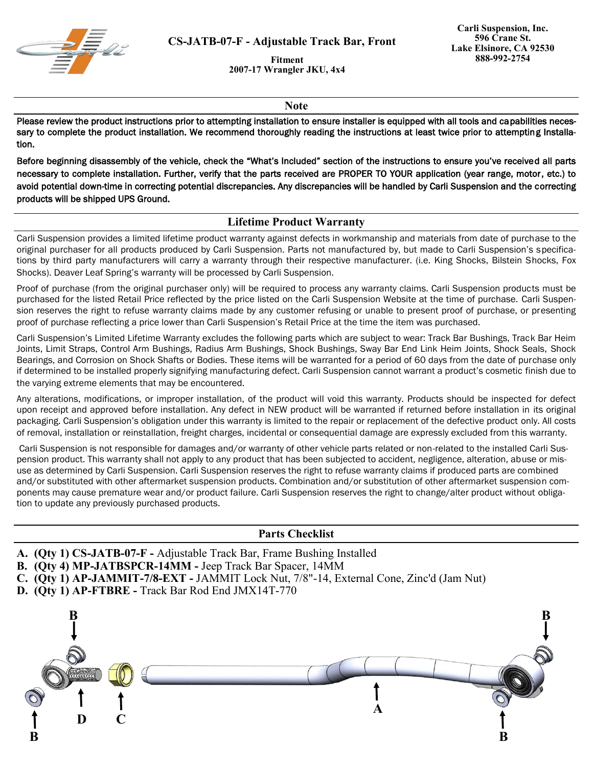# CS-JATB-07-F - Adjustable Track Bar, Front

**Fitment**
**2007-17 Wrangler JKU, 4x4**

**Carli Suspension, Inc.**
**596 Crane St.**
**Lake Elsinore, CA 92530**
**888-992-2754**

## Note

**Please review the product instructions prior to attempting installation to ensure installer is equipped with all tools and capabilities necessary to complete the product installation. We recommend thoroughly reading the instructions at least twice prior to attempting Installation.**

**Before beginning disassembly of the vehicle, check the "What's Included" section of the instructions to ensure you've received all parts necessary to complete installation. Further, verify that the parts received are PROPER TO YOUR application (year range, motor, etc.) to avoid potential down-time in correcting potential discrepancies. Any discrepancies will be handled by Carli Suspension and the correcting products will be shipped UPS Ground.**

## Lifetime Product Warranty

Carli Suspension provides a limited lifetime product warranty against defects in workmanship and materials from date of purchase to the original purchaser for all products produced by Carli Suspension. Parts not manufactured by, but made to Carli Suspension's specifications by third party manufacturers will carry a warranty through their respective manufacturer. (i.e. King Shocks, Bilstein Shocks, Fox Shocks). Deaver Leaf Spring's warranty will be processed by Carli Suspension.

Proof of purchase (from the original purchaser only) will be required to process any warranty claims. Carli Suspension products must be purchased for the listed Retail Price reflected by the price listed on the Carli Suspension Website at the time of purchase. Carli Suspension reserves the right to refuse warranty claims made by any customer refusing or unable to present proof of purchase, or presenting proof of purchase reflecting a price lower than Carli Suspension's Retail Price at the time the item was purchased.

Carli Suspension's Limited Lifetime Warranty excludes the following parts which are subject to wear: Track Bar Bushings, Track Bar Heim Joints, Limit Straps, Control Arm Bushings, Radius Arm Bushings, Shock Bushings, Sway Bar End Link Heim Joints, Shock Seals, Shock Bearings, and Corrosion on Shock Shafts or Bodies. These items will be warranted for a period of 60 days from the date of purchase only if determined to be installed properly signifying manufacturing defect. Carli Suspension cannot warrant a product's cosmetic finish due to the varying extreme elements that may be encountered.

Any alterations, modifications, or improper installation, of the product will void this warranty. Products should be inspected for defect upon receipt and approved before installation. Any defect in NEW product will be warranted if returned before installation in its original packaging. Carli Suspension's obligation under this warranty is limited to the repair or replacement of the defective product only. All costs of removal, installation or reinstallation, freight charges, incidental or consequential damage are expressly excluded from this warranty.

Carli Suspension is not responsible for damages and/or warranty of other vehicle parts related or non-related to the installed Carli Suspension product. This warranty shall not apply to any product that has been subjected to accident, negligence, alteration, abuse or misuse as determined by Carli Suspension. Carli Suspension reserves the right to refuse warranty claims if produced parts are combined and/or substituted with other aftermarket suspension products. Combination and/or substitution of other aftermarket suspension components may cause premature wear and/or product failure. Carli Suspension reserves the right to change/alter product without obligation to update any previously purchased products.

## Parts Checklist

- **A. (Qty 1) CS-JATB-07-F -** Adjustable Track Bar, Frame Bushing Installed
- **B. (Qty 4) MP-JATBSPCR-14MM -** Jeep Track Bar Spacer, 14MM
- **C. (Qty 1) AP-JAMMIT-7/8-EXT -** JAMMIT Lock Nut, 7/8"-14, External Cone, Zinc'd (Jam Nut)
- **D. (Qty 1) AP-FTBRE -** Track Bar Rod End JMX14T-770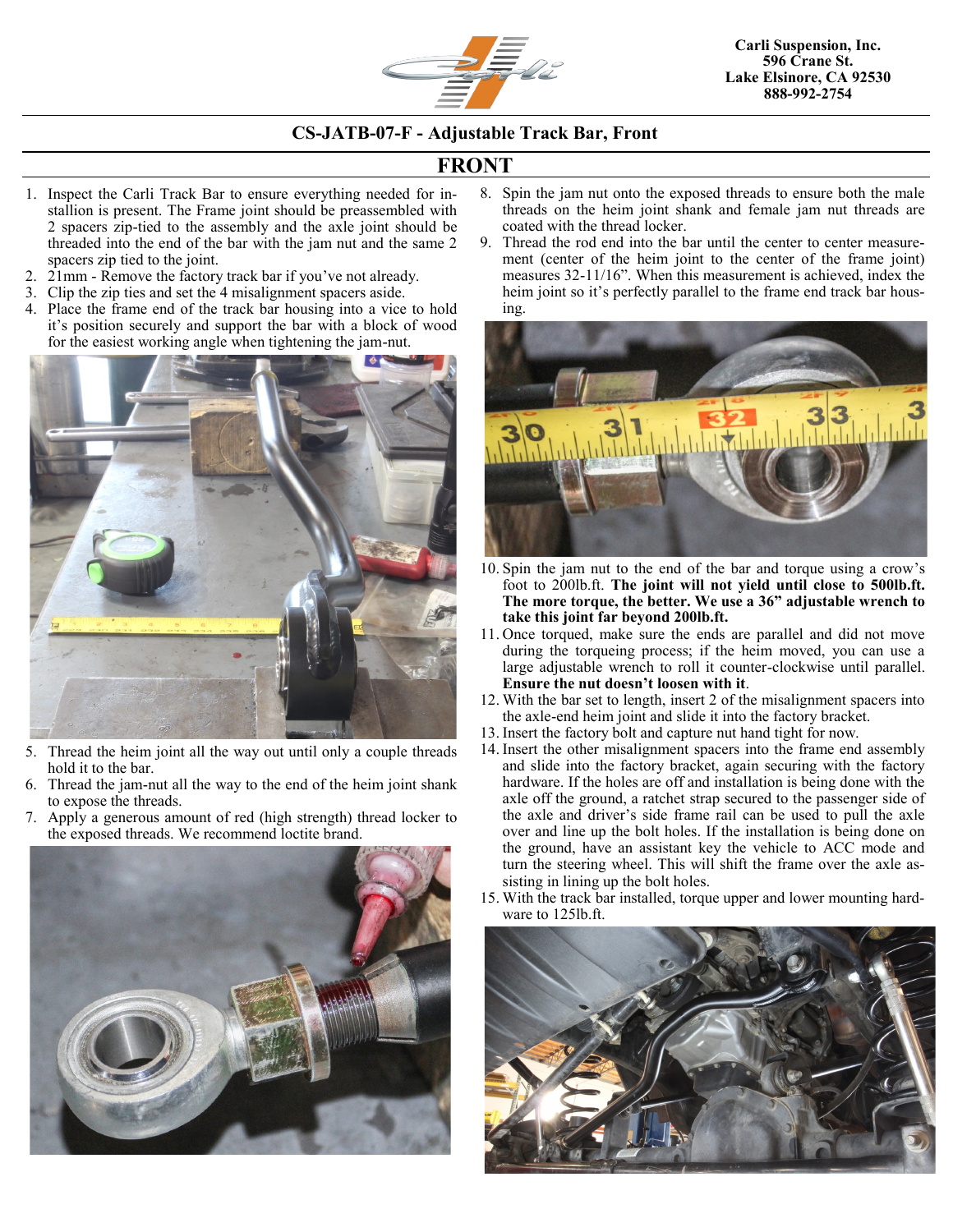Carli Suspension, Inc.
596 Crane St.
Lake Elsinore, CA 92530
888-992-2754

## CS-JATB-07-F - Adjustable Track Bar, Front

# FRONT

1. Inspect the Carli Track Bar to ensure everything needed for installation is present. The Frame joint should be preassembled with 2 spacers zip-tied to the assembly and the axle joint should be threaded into the end of the bar with the jam nut and the same 2 spacers zip tied to the joint.
2. 21mm - Remove the factory track bar if you've not already.
3. Clip the zip ties and set the 4 misalignment spacers aside.
4. Place the frame end of the track bar housing into a vice to hold it's position securely and support the bar with a block of wood for the easiest working angle when tightening the jam-nut.
5. Thread the heim joint all the way out until only a couple threads hold it to the bar.
6. Thread the jam-nut all the way to the end of the heim joint shank to expose the threads.
7. Apply a generous amount of red (high strength) thread locker to the exposed threads. We recommend loctite brand.
8. Spin the jam nut onto the exposed threads to ensure both the male threads on the heim joint shank and female jam nut threads are coated with the thread locker.
9. Thread the rod end into the bar until the center to center measurement (center of the heim joint to the center of the frame joint) measures 32-11/16". When this measurement is achieved, index the heim joint so it's perfectly parallel to the frame end track bar housing.
10. Spin the jam nut to the end of the bar and torque using a crow's foot to 200lb.ft. **The joint will not yield until close to 500lb.ft. The more torque, the better. We use a 36" adjustable wrench to take this joint far beyond 200lb.ft.**
11. Once torqued, make sure the ends are parallel and did not move during the torqueing process; if the heim moved, you can use a large adjustable wrench to roll it counter-clockwise until parallel. **Ensure the nut doesn't loosen with it**.
12. With the bar set to length, insert 2 of the misalignment spacers into the axle-end heim joint and slide it into the factory bracket.
13. Insert the factory bolt and capture nut hand tight for now.
14. Insert the other misalignment spacers into the frame end assembly and slide into the factory bracket, again securing with the factory hardware. If the holes are off and installation is being done with the axle off the ground, a ratchet strap secured to the passenger side of the axle and driver's side frame rail can be used to pull the axle over and line up the bolt holes. If the installation is being done on the ground, have an assistant key the vehicle to ACC mode and turn the steering wheel. This will shift the frame over the axle assisting in lining up the bolt holes.
15. With the track bar installed, torque upper and lower mounting hardware to 125lb.ft.